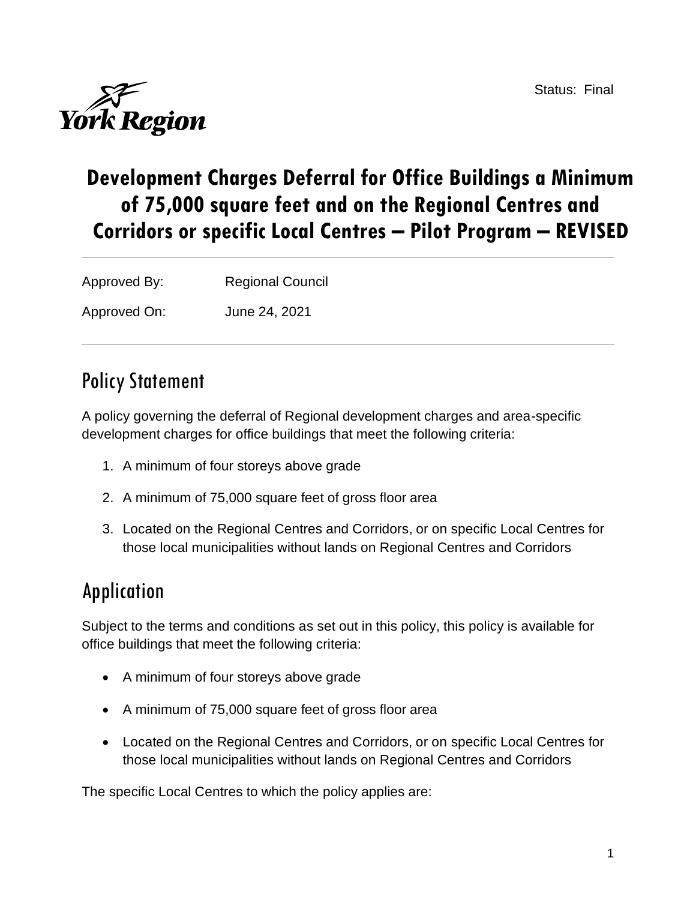Status: Final

York Region

# Development Charges Deferral for Office Buildings a Minimum of 75,000 square feet and on the Regional Centres and Corridors or specific Local Centres – Pilot Program – REVISED

---

Approved By: Regional Council

Approved On: June 24, 2021

---

## Policy Statement

A policy governing the deferral of Regional development charges and area-specific development charges for office buildings that meet the following criteria:

1. A minimum of four storeys above grade
2. A minimum of 75,000 square feet of gross floor area
3. Located on the Regional Centres and Corridors, or on specific Local Centres for those local municipalities without lands on Regional Centres and Corridors

## Application

Subject to the terms and conditions as set out in this policy, this policy is available for office buildings that meet the following criteria:

- A minimum of four storeys above grade
- A minimum of 75,000 square feet of gross floor area
- Located on the Regional Centres and Corridors, or on specific Local Centres for those local municipalities without lands on Regional Centres and Corridors

The specific Local Centres to which the policy applies are: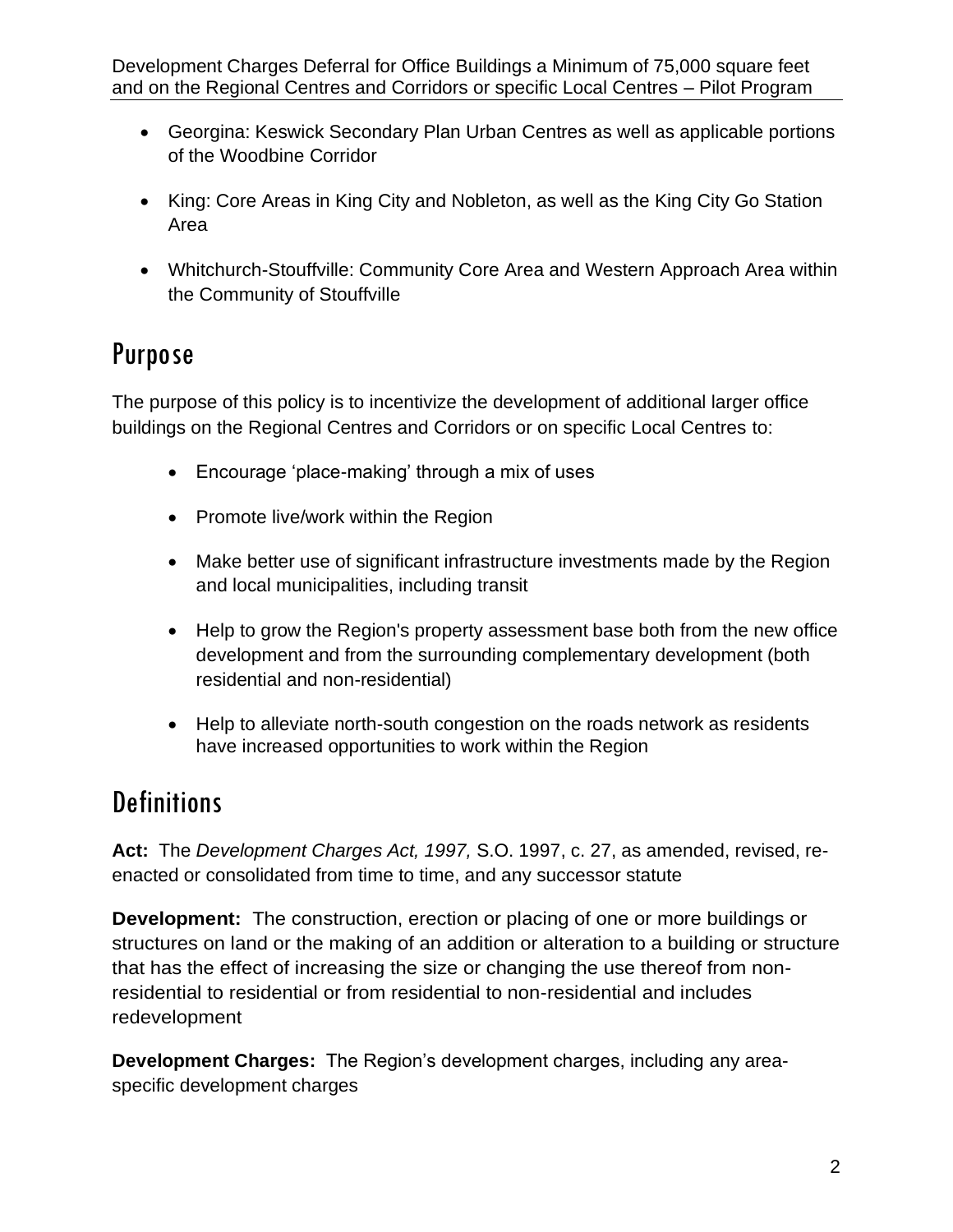- Georgina: Keswick Secondary Plan Urban Centres as well as applicable portions of the Woodbine Corridor
- King: Core Areas in King City and Nobleton, as well as the King City Go Station Area
- Whitchurch-Stouffville: Community Core Area and Western Approach Area within the Community of Stouffville

## Purpose

The purpose of this policy is to incentivize the development of additional larger office buildings on the Regional Centres and Corridors or on specific Local Centres to:

- Encourage 'place-making' through a mix of uses
- Promote live/work within the Region
- Make better use of significant infrastructure investments made by the Region and local municipalities, including transit
- Help to grow the Region's property assessment base both from the new office development and from the surrounding complementary development (both residential and non-residential)
- Help to alleviate north-south congestion on the roads network as residents have increased opportunities to work within the Region

## Definitions

**Act:** The *Development Charges Act, 1997,* S.O. 1997, c. 27, as amended, revised, re-enacted or consolidated from time to time, and any successor statute

**Development:** The construction, erection or placing of one or more buildings or structures on land or the making of an addition or alteration to a building or structure that has the effect of increasing the size or changing the use thereof from non-residential to residential or from residential to non-residential and includes redevelopment

**Development Charges:** The Region's development charges, including any area-specific development charges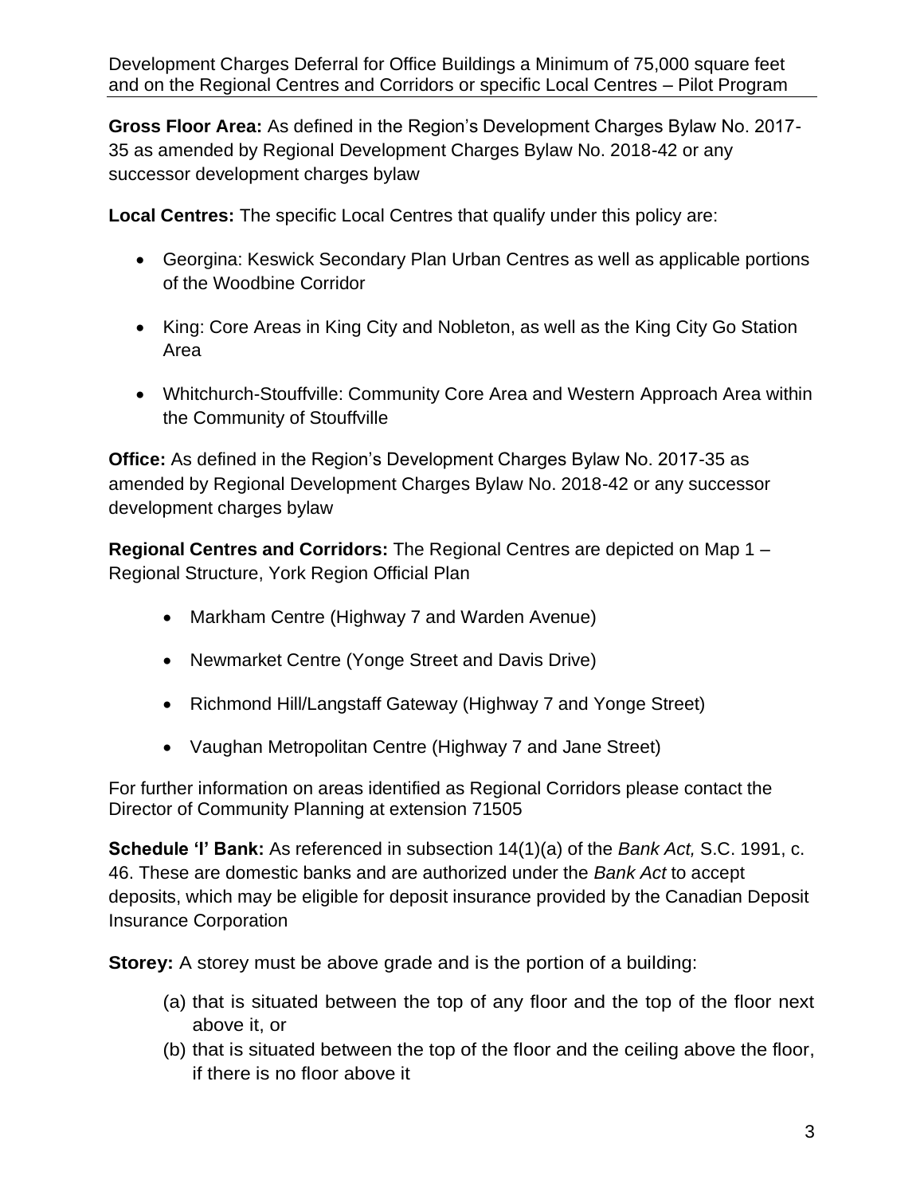**Gross Floor Area:** As defined in the Region's Development Charges Bylaw No. 2017-35 as amended by Regional Development Charges Bylaw No. 2018-42 or any successor development charges bylaw

**Local Centres:** The specific Local Centres that qualify under this policy are:

- Georgina: Keswick Secondary Plan Urban Centres as well as applicable portions of the Woodbine Corridor
- King: Core Areas in King City and Nobleton, as well as the King City Go Station Area
- Whitchurch-Stouffville: Community Core Area and Western Approach Area within the Community of Stouffville

**Office:** As defined in the Region's Development Charges Bylaw No. 2017-35 as amended by Regional Development Charges Bylaw No. 2018-42 or any successor development charges bylaw

**Regional Centres and Corridors:** The Regional Centres are depicted on Map 1 – Regional Structure, York Region Official Plan

- Markham Centre (Highway 7 and Warden Avenue)
- Newmarket Centre (Yonge Street and Davis Drive)
- Richmond Hill/Langstaff Gateway (Highway 7 and Yonge Street)
- Vaughan Metropolitan Centre (Highway 7 and Jane Street)

For further information on areas identified as Regional Corridors please contact the Director of Community Planning at extension 71505

**Schedule 'I' Bank:** As referenced in subsection 14(1)(a) of the *Bank Act,* S.C. 1991, c. 46. These are domestic banks and are authorized under the *Bank Act* to accept deposits, which may be eligible for deposit insurance provided by the Canadian Deposit Insurance Corporation

**Storey:** A storey must be above grade and is the portion of a building:

(a) that is situated between the top of any floor and the top of the floor next above it, or
(b) that is situated between the top of the floor and the ceiling above the floor, if there is no floor above it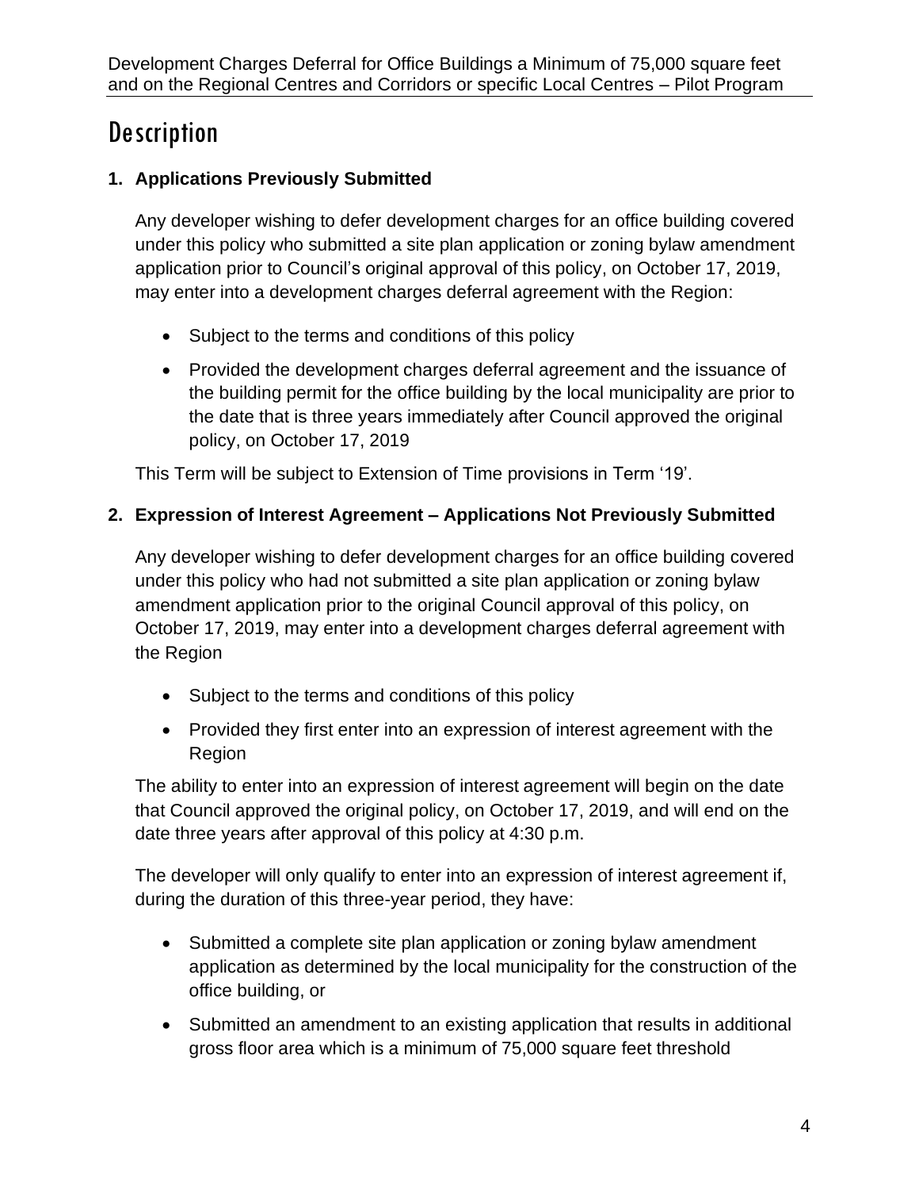# Description

**1. Applications Previously Submitted**

Any developer wishing to defer development charges for an office building covered under this policy who submitted a site plan application or zoning bylaw amendment application prior to Council's original approval of this policy, on October 17, 2019, may enter into a development charges deferral agreement with the Region:

- Subject to the terms and conditions of this policy
- Provided the development charges deferral agreement and the issuance of the building permit for the office building by the local municipality are prior to the date that is three years immediately after Council approved the original policy, on October 17, 2019

This Term will be subject to Extension of Time provisions in Term '19'.

**2. Expression of Interest Agreement – Applications Not Previously Submitted**

Any developer wishing to defer development charges for an office building covered under this policy who had not submitted a site plan application or zoning bylaw amendment application prior to the original Council approval of this policy, on October 17, 2019, may enter into a development charges deferral agreement with the Region

- Subject to the terms and conditions of this policy
- Provided they first enter into an expression of interest agreement with the Region

The ability to enter into an expression of interest agreement will begin on the date that Council approved the original policy, on October 17, 2019, and will end on the date three years after approval of this policy at 4:30 p.m.

The developer will only qualify to enter into an expression of interest agreement if, during the duration of this three-year period, they have:

- Submitted a complete site plan application or zoning bylaw amendment application as determined by the local municipality for the construction of the office building, or
- Submitted an amendment to an existing application that results in additional gross floor area which is a minimum of 75,000 square feet threshold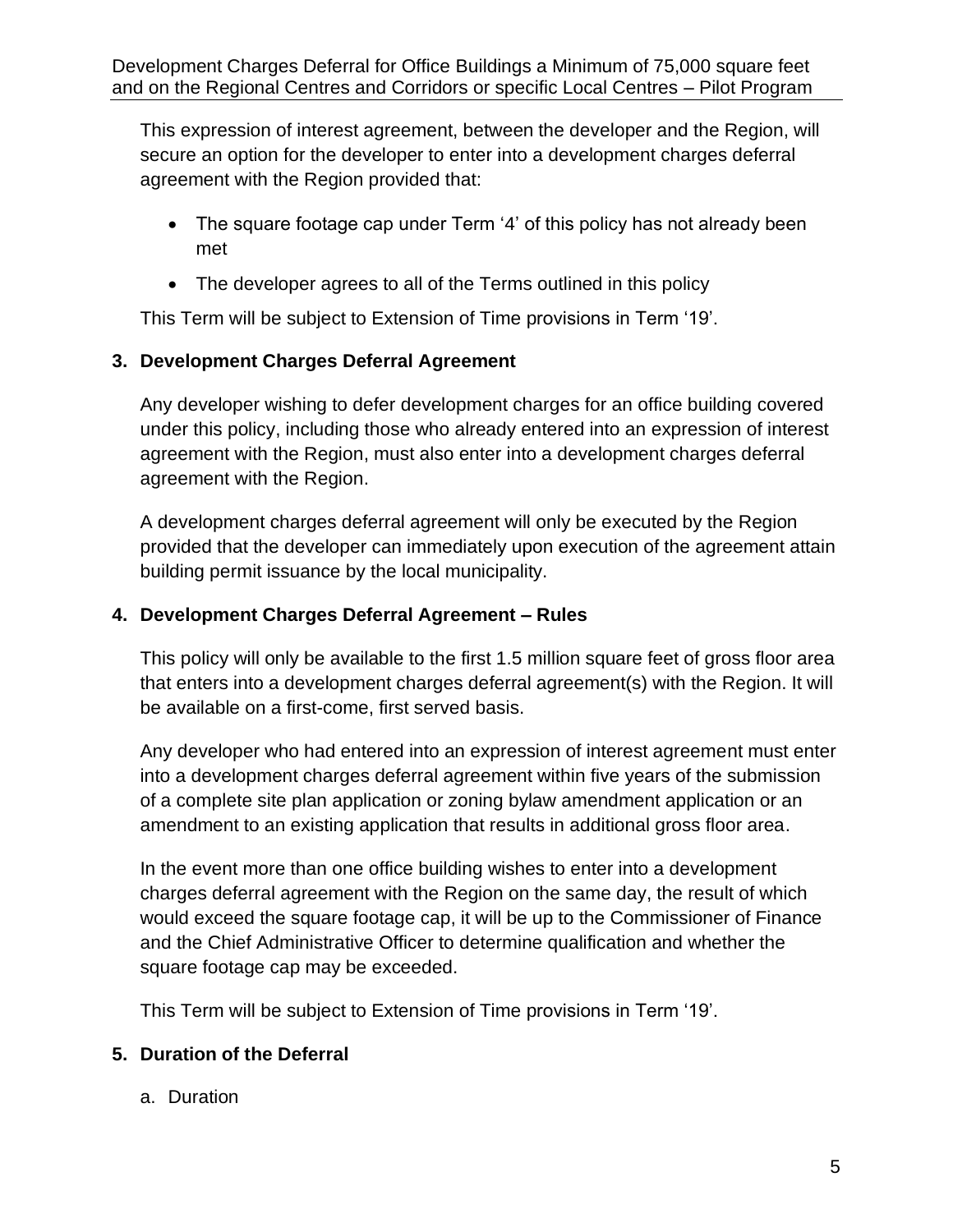This expression of interest agreement, between the developer and the Region, will secure an option for the developer to enter into a development charges deferral agreement with the Region provided that:

- The square footage cap under Term '4' of this policy has not already been met
- The developer agrees to all of the Terms outlined in this policy

This Term will be subject to Extension of Time provisions in Term '19'.

**3. Development Charges Deferral Agreement**

Any developer wishing to defer development charges for an office building covered under this policy, including those who already entered into an expression of interest agreement with the Region, must also enter into a development charges deferral agreement with the Region.

A development charges deferral agreement will only be executed by the Region provided that the developer can immediately upon execution of the agreement attain building permit issuance by the local municipality.

**4. Development Charges Deferral Agreement – Rules**

This policy will only be available to the first 1.5 million square feet of gross floor area that enters into a development charges deferral agreement(s) with the Region. It will be available on a first-come, first served basis.

Any developer who had entered into an expression of interest agreement must enter into a development charges deferral agreement within five years of the submission of a complete site plan application or zoning bylaw amendment application or an amendment to an existing application that results in additional gross floor area.

In the event more than one office building wishes to enter into a development charges deferral agreement with the Region on the same day, the result of which would exceed the square footage cap, it will be up to the Commissioner of Finance and the Chief Administrative Officer to determine qualification and whether the square footage cap may be exceeded.

This Term will be subject to Extension of Time provisions in Term '19'.

**5. Duration of the Deferral**

a. Duration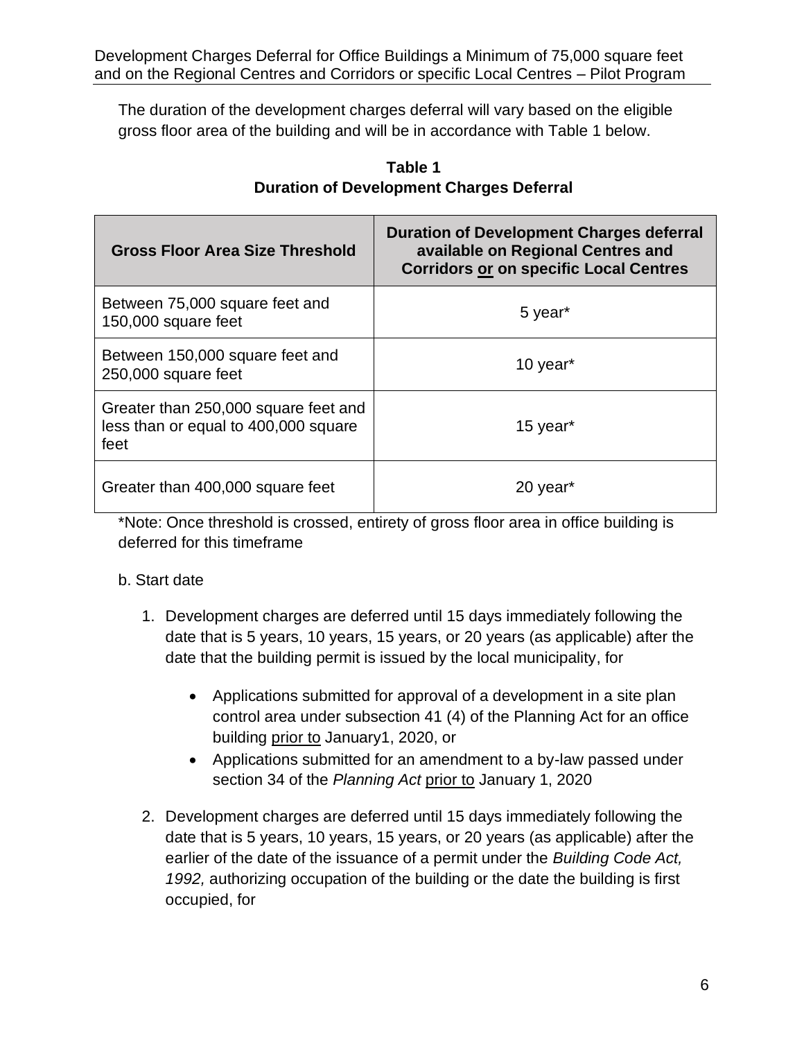The duration of the development charges deferral will vary based on the eligible gross floor area of the building and will be in accordance with Table 1 below.

**Table 1**
**Duration of Development Charges Deferral**

| Gross Floor Area Size Threshold | Duration of Development Charges deferral available on Regional Centres and Corridors <u>or</u> on specific Local Centres |
|---|---|
| Between 75,000 square feet and 150,000 square feet | 5 year* |
| Between 150,000 square feet and 250,000 square feet | 10 year* |
| Greater than 250,000 square feet and less than or equal to 400,000 square feet | 15 year* |
| Greater than 400,000 square feet | 20 year* |

*Note: Once threshold is crossed, entirety of gross floor area in office building is deferred for this timeframe

b. Start date

1. Development charges are deferred until 15 days immediately following the date that is 5 years, 10 years, 15 years, or 20 years (as applicable) after the date that the building permit is issued by the local municipality, for

   - Applications submitted for approval of a development in a site plan control area under subsection 41 (4) of the Planning Act for an office building <u>prior to</u> January1, 2020, or
   - Applications submitted for an amendment to a by-law passed under section 34 of the *Planning Act* <u>prior to</u> January 1, 2020

2. Development charges are deferred until 15 days immediately following the date that is 5 years, 10 years, 15 years, or 20 years (as applicable) after the earlier of the date of the issuance of a permit under the *Building Code Act, 1992,* authorizing occupation of the building or the date the building is first occupied, for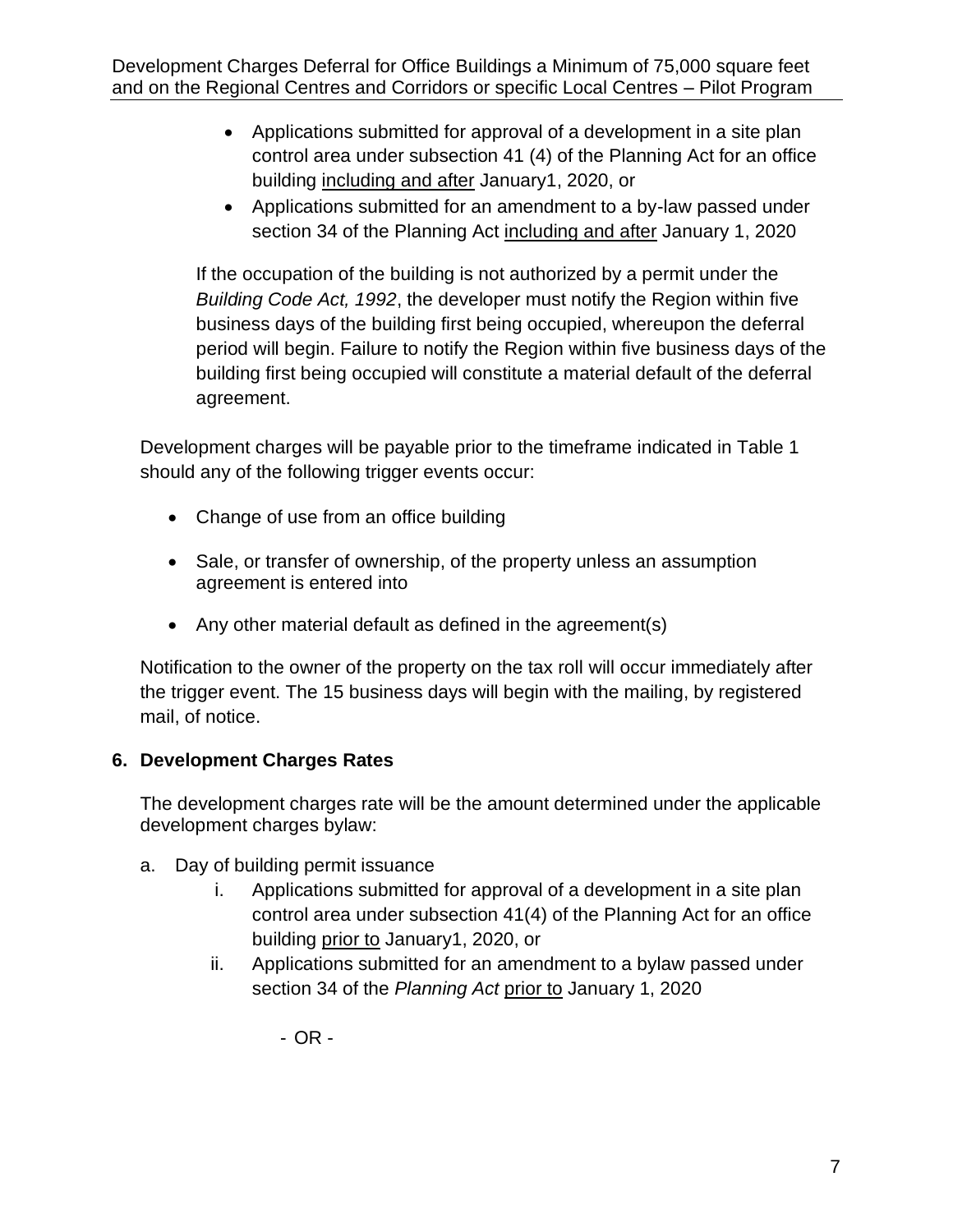- Applications submitted for approval of a development in a site plan control area under subsection 41 (4) of the Planning Act for an office building <u>including and after</u> January1, 2020, or
- Applications submitted for an amendment to a by-law passed under section 34 of the Planning Act <u>including and after</u> January 1, 2020

If the occupation of the building is not authorized by a permit under the *Building Code Act, 1992*, the developer must notify the Region within five business days of the building first being occupied, whereupon the deferral period will begin. Failure to notify the Region within five business days of the building first being occupied will constitute a material default of the deferral agreement.

Development charges will be payable prior to the timeframe indicated in Table 1 should any of the following trigger events occur:

- Change of use from an office building
- Sale, or transfer of ownership, of the property unless an assumption agreement is entered into
- Any other material default as defined in the agreement(s)

Notification to the owner of the property on the tax roll will occur immediately after the trigger event. The 15 business days will begin with the mailing, by registered mail, of notice.

## 6. Development Charges Rates

The development charges rate will be the amount determined under the applicable development charges bylaw:

a. Day of building permit issuance
   i. Applications submitted for approval of a development in a site plan control area under subsection 41(4) of the Planning Act for an office building <u>prior to</u> January1, 2020, or
   ii. Applications submitted for an amendment to a bylaw passed under section 34 of the *Planning Act* <u>prior to</u> January 1, 2020

   - OR -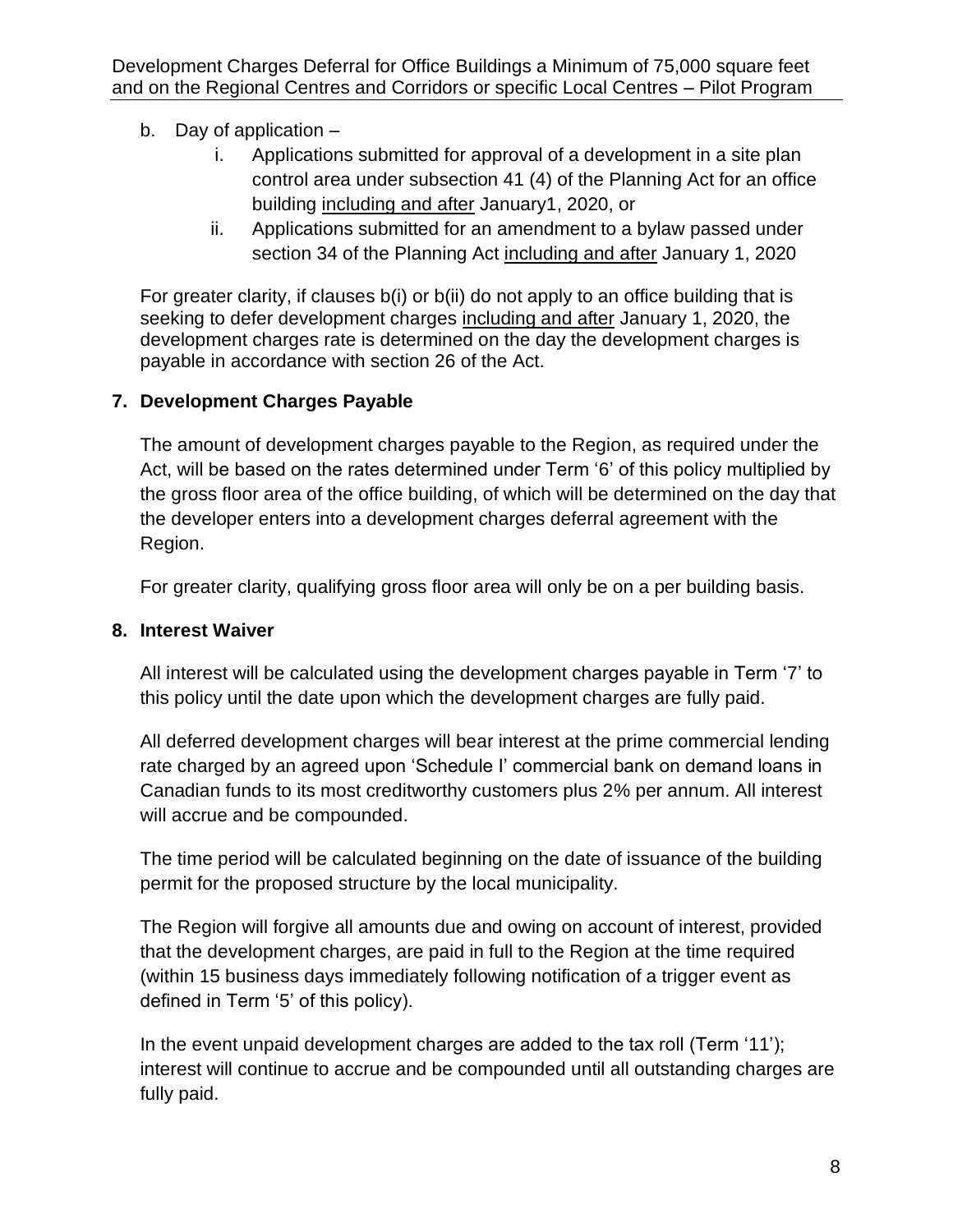b. Day of application –
   i. Applications submitted for approval of a development in a site plan control area under subsection 41 (4) of the Planning Act for an office building <u>including and after</u> January1, 2020, or
   ii. Applications submitted for an amendment to a bylaw passed under section 34 of the Planning Act <u>including and after</u> January 1, 2020

For greater clarity, if clauses b(i) or b(ii) do not apply to an office building that is seeking to defer development charges <u>including and after</u> January 1, 2020, the development charges rate is determined on the day the development charges is payable in accordance with section 26 of the Act.

## 7. Development Charges Payable

The amount of development charges payable to the Region, as required under the Act, will be based on the rates determined under Term '6' of this policy multiplied by the gross floor area of the office building, of which will be determined on the day that the developer enters into a development charges deferral agreement with the Region.

For greater clarity, qualifying gross floor area will only be on a per building basis.

## 8. Interest Waiver

All interest will be calculated using the development charges payable in Term '7' to this policy until the date upon which the development charges are fully paid.

All deferred development charges will bear interest at the prime commercial lending rate charged by an agreed upon 'Schedule I' commercial bank on demand loans in Canadian funds to its most creditworthy customers plus 2% per annum. All interest will accrue and be compounded.

The time period will be calculated beginning on the date of issuance of the building permit for the proposed structure by the local municipality.

The Region will forgive all amounts due and owing on account of interest, provided that the development charges, are paid in full to the Region at the time required (within 15 business days immediately following notification of a trigger event as defined in Term '5' of this policy).

In the event unpaid development charges are added to the tax roll (Term '11'); interest will continue to accrue and be compounded until all outstanding charges are fully paid.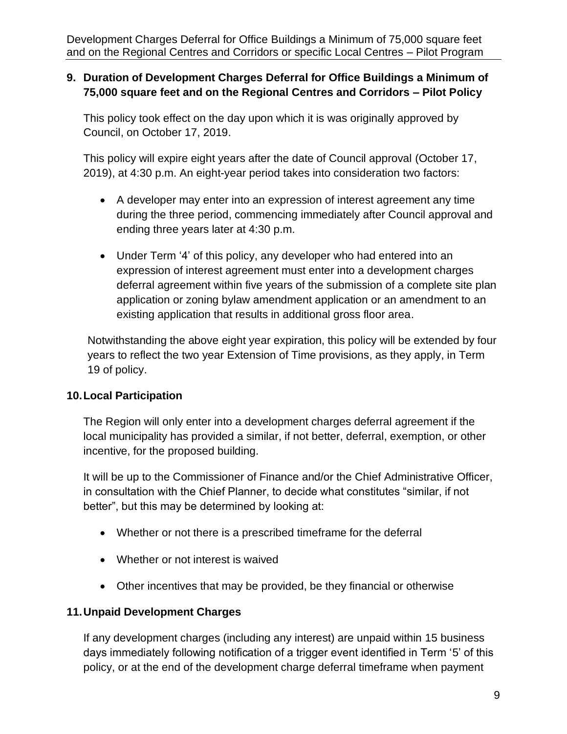## 9. Duration of Development Charges Deferral for Office Buildings a Minimum of 75,000 square feet and on the Regional Centres and Corridors – Pilot Policy

This policy took effect on the day upon which it is was originally approved by Council, on October 17, 2019.

This policy will expire eight years after the date of Council approval (October 17, 2019), at 4:30 p.m. An eight-year period takes into consideration two factors:

- A developer may enter into an expression of interest agreement any time during the three period, commencing immediately after Council approval and ending three years later at 4:30 p.m.
- Under Term '4' of this policy, any developer who had entered into an expression of interest agreement must enter into a development charges deferral agreement within five years of the submission of a complete site plan application or zoning bylaw amendment application or an amendment to an existing application that results in additional gross floor area.

Notwithstanding the above eight year expiration, this policy will be extended by four years to reflect the two year Extension of Time provisions, as they apply, in Term 19 of policy.

## 10. Local Participation

The Region will only enter into a development charges deferral agreement if the local municipality has provided a similar, if not better, deferral, exemption, or other incentive, for the proposed building.

It will be up to the Commissioner of Finance and/or the Chief Administrative Officer, in consultation with the Chief Planner, to decide what constitutes "similar, if not better", but this may be determined by looking at:

- Whether or not there is a prescribed timeframe for the deferral
- Whether or not interest is waived
- Other incentives that may be provided, be they financial or otherwise

## 11. Unpaid Development Charges

If any development charges (including any interest) are unpaid within 15 business days immediately following notification of a trigger event identified in Term '5' of this policy, or at the end of the development charge deferral timeframe when payment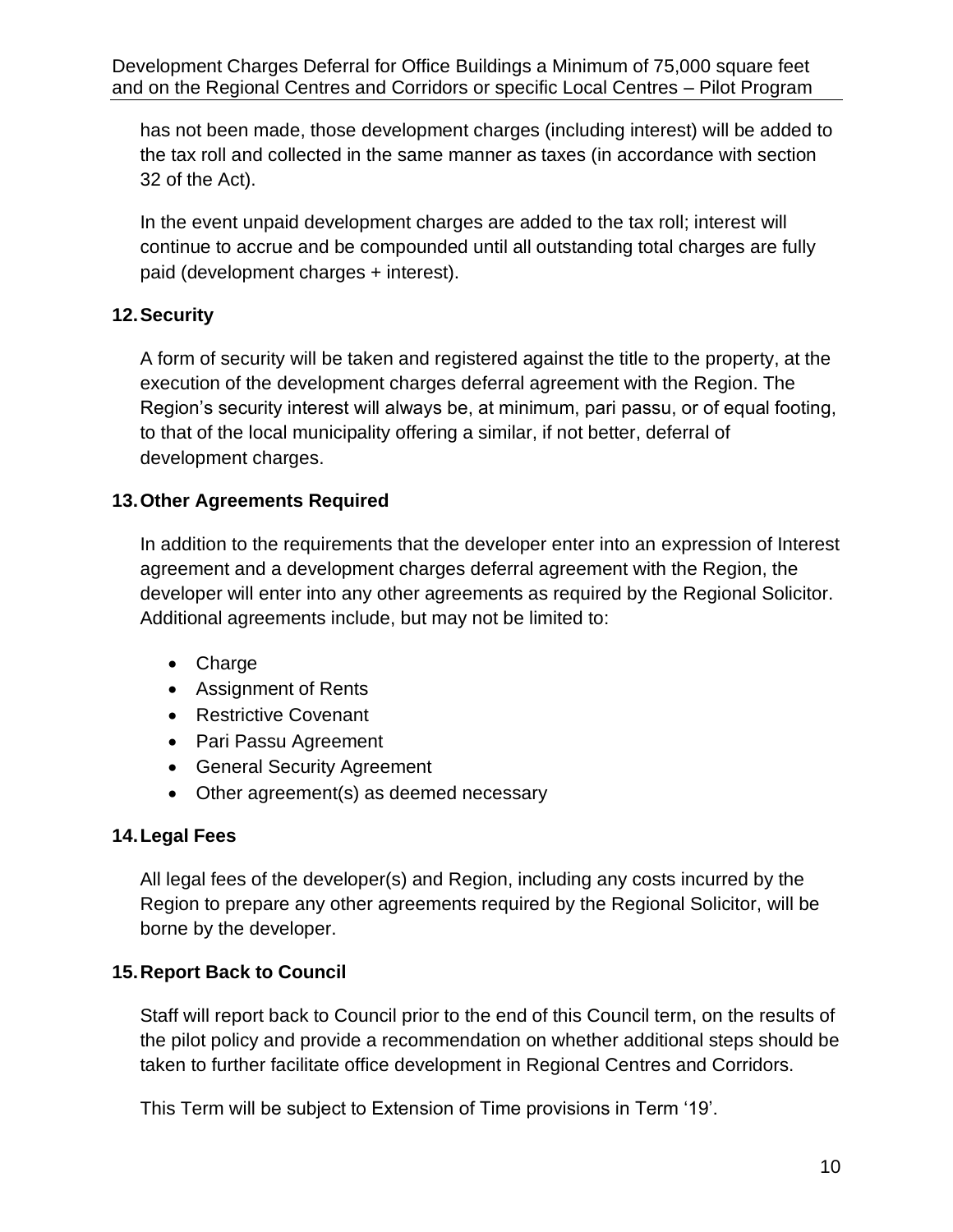has not been made, those development charges (including interest) will be added to the tax roll and collected in the same manner as taxes (in accordance with section 32 of the Act).

In the event unpaid development charges are added to the tax roll; interest will continue to accrue and be compounded until all outstanding total charges are fully paid (development charges + interest).

## 12. Security

A form of security will be taken and registered against the title to the property, at the execution of the development charges deferral agreement with the Region. The Region's security interest will always be, at minimum, pari passu, or of equal footing, to that of the local municipality offering a similar, if not better, deferral of development charges.

## 13. Other Agreements Required

In addition to the requirements that the developer enter into an expression of Interest agreement and a development charges deferral agreement with the Region, the developer will enter into any other agreements as required by the Regional Solicitor. Additional agreements include, but may not be limited to:

- Charge
- Assignment of Rents
- Restrictive Covenant
- Pari Passu Agreement
- General Security Agreement
- Other agreement(s) as deemed necessary

## 14. Legal Fees

All legal fees of the developer(s) and Region, including any costs incurred by the Region to prepare any other agreements required by the Regional Solicitor, will be borne by the developer.

## 15. Report Back to Council

Staff will report back to Council prior to the end of this Council term, on the results of the pilot policy and provide a recommendation on whether additional steps should be taken to further facilitate office development in Regional Centres and Corridors.

This Term will be subject to Extension of Time provisions in Term '19'.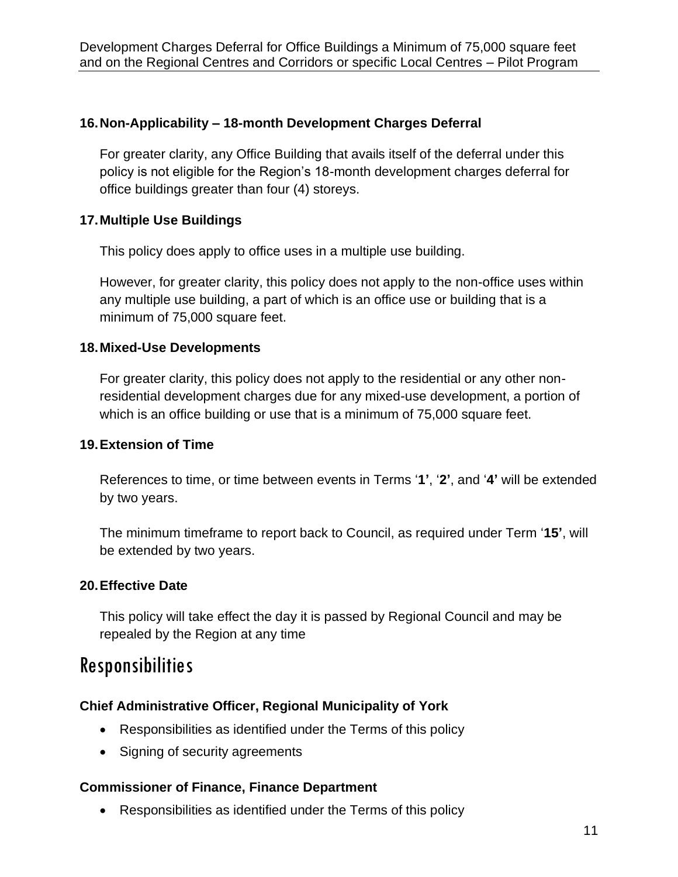### 16. Non-Applicability – 18-month Development Charges Deferral

For greater clarity, any Office Building that avails itself of the deferral under this policy is not eligible for the Region's 18-month development charges deferral for office buildings greater than four (4) storeys.

### 17. Multiple Use Buildings

This policy does apply to office uses in a multiple use building.

However, for greater clarity, this policy does not apply to the non-office uses within any multiple use building, a part of which is an office use or building that is a minimum of 75,000 square feet.

### 18. Mixed-Use Developments

For greater clarity, this policy does not apply to the residential or any other non-residential development charges due for any mixed-use development, a portion of which is an office building or use that is a minimum of 75,000 square feet.

### 19. Extension of Time

References to time, or time between events in Terms '**1'**, '**2'**, and '**4'** will be extended by two years.

The minimum timeframe to report back to Council, as required under Term '**15'**, will be extended by two years.

### 20. Effective Date

This policy will take effect the day it is passed by Regional Council and may be repealed by the Region at any time

## Responsibilities

**Chief Administrative Officer, Regional Municipality of York**

- Responsibilities as identified under the Terms of this policy
- Signing of security agreements

**Commissioner of Finance, Finance Department**

- Responsibilities as identified under the Terms of this policy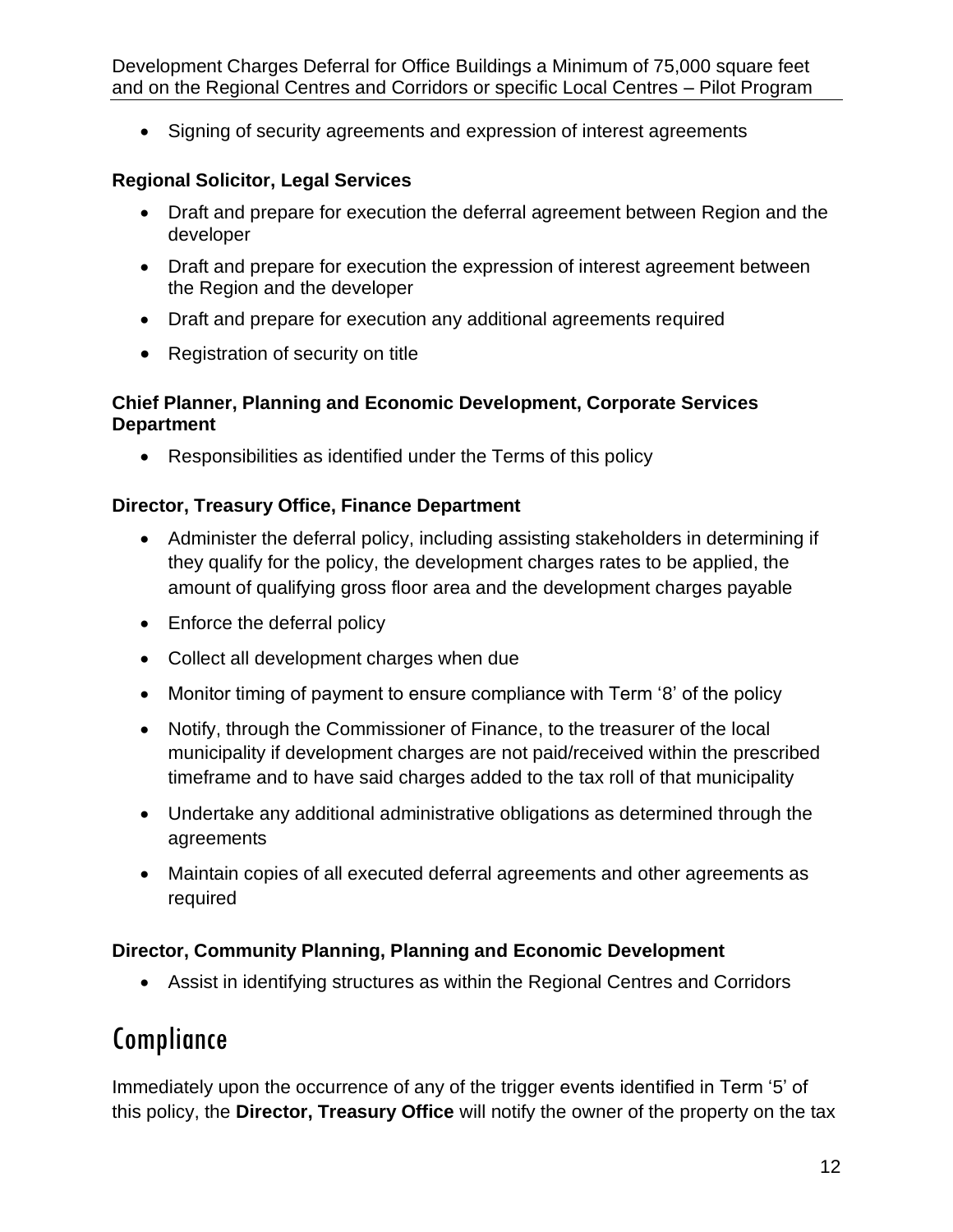- Signing of security agreements and expression of interest agreements

**Regional Solicitor, Legal Services**

- Draft and prepare for execution the deferral agreement between Region and the developer
- Draft and prepare for execution the expression of interest agreement between the Region and the developer
- Draft and prepare for execution any additional agreements required
- Registration of security on title

**Chief Planner, Planning and Economic Development, Corporate Services Department**

- Responsibilities as identified under the Terms of this policy

**Director, Treasury Office, Finance Department**

- Administer the deferral policy, including assisting stakeholders in determining if they qualify for the policy, the development charges rates to be applied, the amount of qualifying gross floor area and the development charges payable
- Enforce the deferral policy
- Collect all development charges when due
- Monitor timing of payment to ensure compliance with Term '8' of the policy
- Notify, through the Commissioner of Finance, to the treasurer of the local municipality if development charges are not paid/received within the prescribed timeframe and to have said charges added to the tax roll of that municipality
- Undertake any additional administrative obligations as determined through the agreements
- Maintain copies of all executed deferral agreements and other agreements as required

**Director, Community Planning, Planning and Economic Development**

- Assist in identifying structures as within the Regional Centres and Corridors

# Compliance

Immediately upon the occurrence of any of the trigger events identified in Term '5' of this policy, the **Director, Treasury Office** will notify the owner of the property on the tax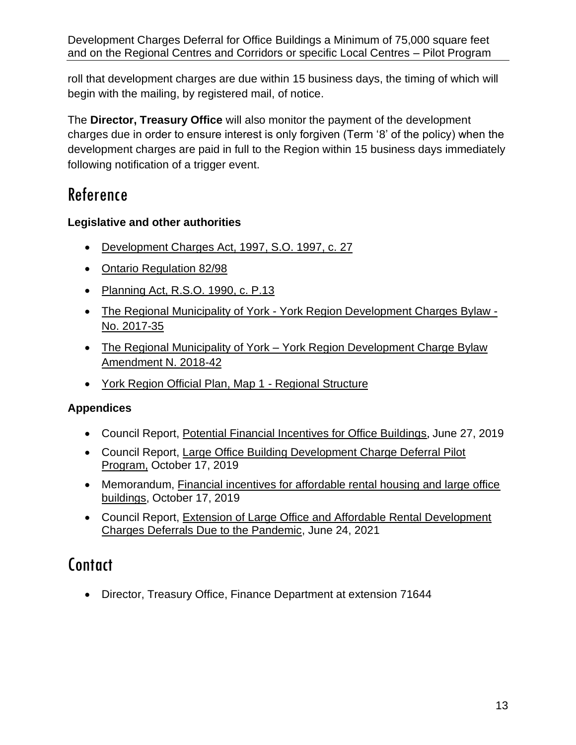roll that development charges are due within 15 business days, the timing of which will begin with the mailing, by registered mail, of notice.

The **Director, Treasury Office** will also monitor the payment of the development charges due in order to ensure interest is only forgiven (Term '8' of the policy) when the development charges are paid in full to the Region within 15 business days immediately following notification of a trigger event.

# Reference

**Legislative and other authorities**

- Development Charges Act, 1997, S.O. 1997, c. 27
- Ontario Regulation 82/98
- Planning Act, R.S.O. 1990, c. P.13
- The Regional Municipality of York - York Region Development Charges Bylaw - No. 2017-35
- The Regional Municipality of York – York Region Development Charge Bylaw Amendment N. 2018-42
- York Region Official Plan, Map 1 - Regional Structure

**Appendices**

- Council Report, Potential Financial Incentives for Office Buildings, June 27, 2019
- Council Report, Large Office Building Development Charge Deferral Pilot Program, October 17, 2019
- Memorandum, Financial incentives for affordable rental housing and large office buildings, October 17, 2019
- Council Report, Extension of Large Office and Affordable Rental Development Charges Deferrals Due to the Pandemic, June 24, 2021

# Contact

- Director, Treasury Office, Finance Department at extension 71644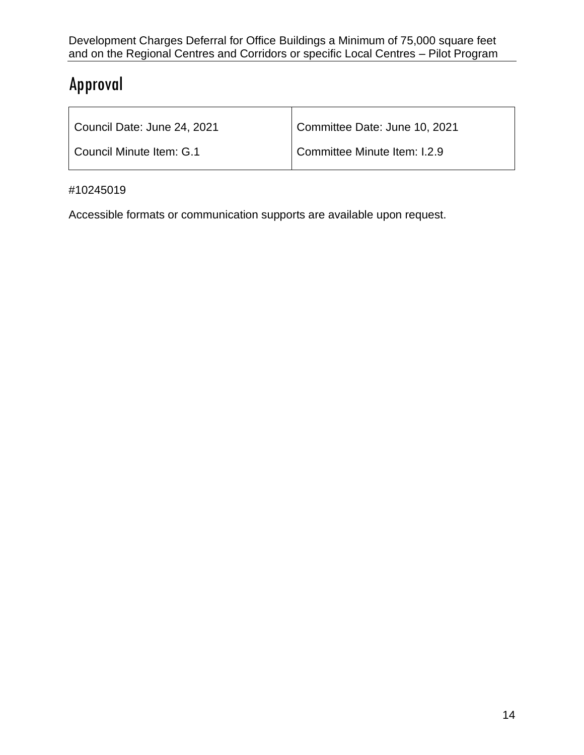# Approval

| | |
|---|---|
| Council Date: June 24, 2021<br>Council Minute Item: G.1 | Committee Date: June 10, 2021<br>Committee Minute Item: I.2.9 |

#10245019

Accessible formats or communication supports are available upon request.